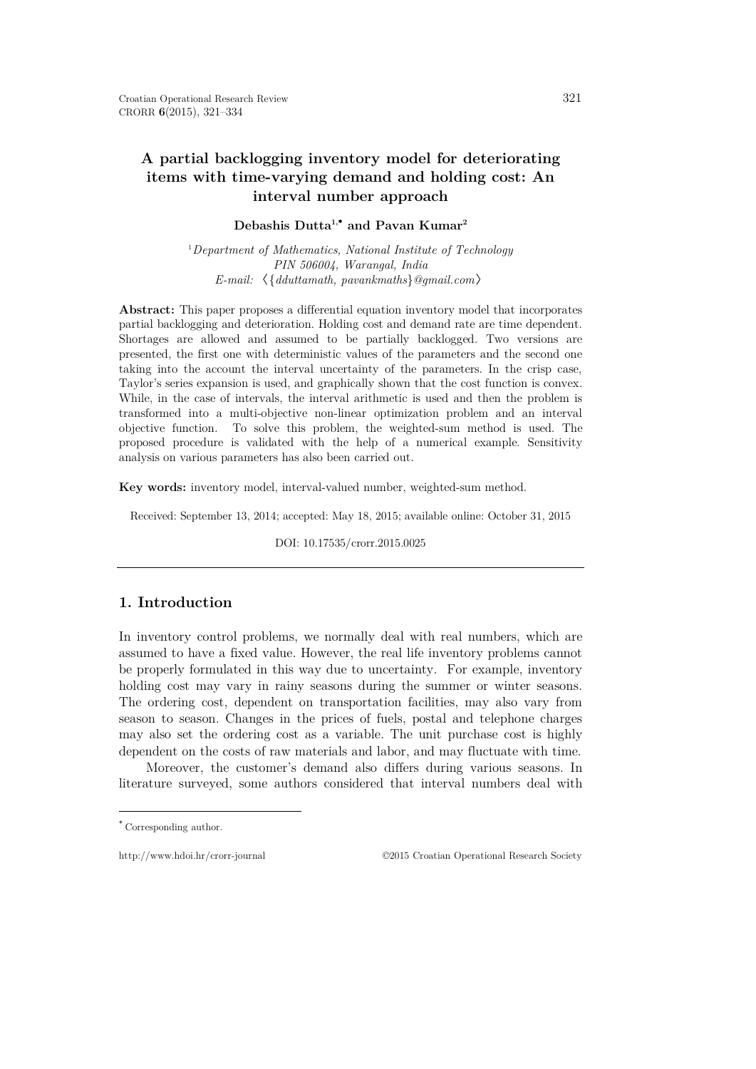# A partial backlogging inventory model for deteriorating items with time-varying demand and holding cost: An interval number approach

**Debashis Dutta[1,*] and Pavan Kumar[2]**

[1]*Department of Mathematics, National Institute of Technology*
*PIN 506004, Warangal, India*
*E-mail:* 〈{*dduttamath, pavankmaths*}*@gmail.com*〉

**Abstract:** This paper proposes a differential equation inventory model that incorporates partial backlogging and deterioration. Holding cost and demand rate are time dependent. Shortages are allowed and assumed to be partially backlogged. Two versions are presented, the first one with deterministic values of the parameters and the second one taking into the account the interval uncertainty of the parameters. In the crisp case, Taylor's series expansion is used, and graphically shown that the cost function is convex. While, in the case of intervals, the interval arithmetic is used and then the problem is transformed into a multi-objective non-linear optimization problem and an interval objective function. To solve this problem, the weighted-sum method is used. The proposed procedure is validated with the help of a numerical example. Sensitivity analysis on various parameters has also been carried out.

**Key words:** inventory model, interval-valued number, weighted-sum method.

Received: September 13, 2014; accepted: May 18, 2015; available online: October 31, 2015

DOI: 10.17535/crorr.2015.0025

## 1. Introduction

In inventory control problems, we normally deal with real numbers, which are assumed to have a fixed value. However, the real life inventory problems cannot be properly formulated in this way due to uncertainty. For example, inventory holding cost may vary in rainy seasons during the summer or winter seasons. The ordering cost, dependent on transportation facilities, may also vary from season to season. Changes in the prices of fuels, postal and telephone charges may also set the ordering cost as a variable. The unit purchase cost is highly dependent on the costs of raw materials and labor, and may fluctuate with time.

Moreover, the customer's demand also differs during various seasons. In literature surveyed, some authors considered that interval numbers deal with

[*] Corresponding author.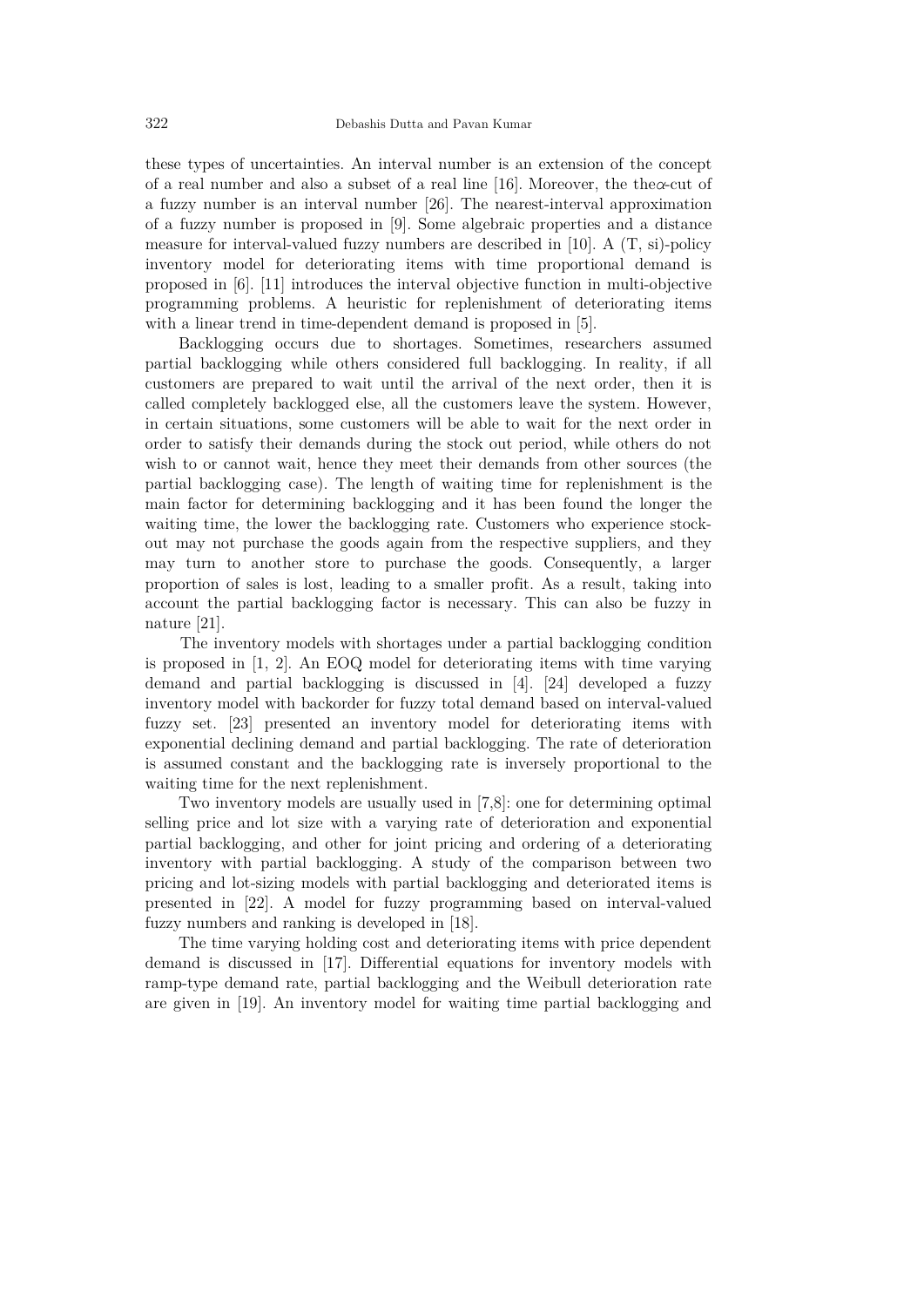these types of uncertainties. An interval number is an extension of the concept of a real number and also a subset of a real line [16]. Moreover, the the$\alpha$-cut of a fuzzy number is an interval number [26]. The nearest-interval approximation of a fuzzy number is proposed in [9]. Some algebraic properties and a distance measure for interval-valued fuzzy numbers are described in [10]. A (T, si)-policy inventory model for deteriorating items with time proportional demand is proposed in [6]. [11] introduces the interval objective function in multi-objective programming problems. A heuristic for replenishment of deteriorating items with a linear trend in time-dependent demand is proposed in [5].

Backlogging occurs due to shortages. Sometimes, researchers assumed partial backlogging while others considered full backlogging. In reality, if all customers are prepared to wait until the arrival of the next order, then it is called completely backlogged else, all the customers leave the system. However, in certain situations, some customers will be able to wait for the next order in order to satisfy their demands during the stock out period, while others do not wish to or cannot wait, hence they meet their demands from other sources (the partial backlogging case). The length of waiting time for replenishment is the main factor for determining backlogging and it has been found the longer the waiting time, the lower the backlogging rate. Customers who experience stock-out may not purchase the goods again from the respective suppliers, and they may turn to another store to purchase the goods. Consequently, a larger proportion of sales is lost, leading to a smaller profit. As a result, taking into account the partial backlogging factor is necessary. This can also be fuzzy in nature [21].

The inventory models with shortages under a partial backlogging condition is proposed in [1, 2]. An EOQ model for deteriorating items with time varying demand and partial backlogging is discussed in [4]. [24] developed a fuzzy inventory model with backorder for fuzzy total demand based on interval-valued fuzzy set. [23] presented an inventory model for deteriorating items with exponential declining demand and partial backlogging. The rate of deterioration is assumed constant and the backlogging rate is inversely proportional to the waiting time for the next replenishment.

Two inventory models are usually used in [7,8]: one for determining optimal selling price and lot size with a varying rate of deterioration and exponential partial backlogging, and other for joint pricing and ordering of a deteriorating inventory with partial backlogging. A study of the comparison between two pricing and lot-sizing models with partial backlogging and deteriorated items is presented in [22]. A model for fuzzy programming based on interval-valued fuzzy numbers and ranking is developed in [18].

The time varying holding cost and deteriorating items with price dependent demand is discussed in [17]. Differential equations for inventory models with ramp-type demand rate, partial backlogging and the Weibull deterioration rate are given in [19]. An inventory model for waiting time partial backlogging and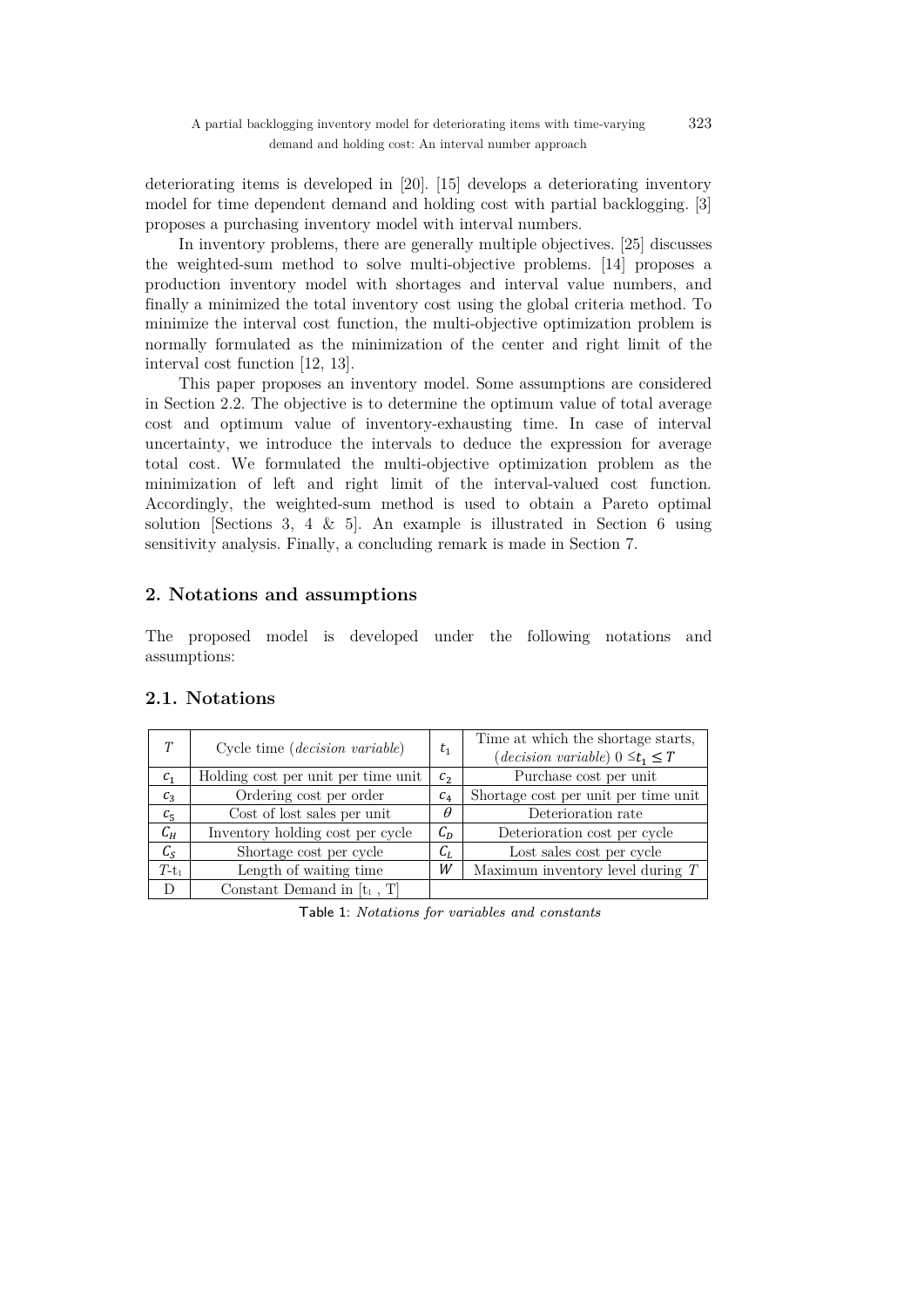deteriorating items is developed in [20]. [15] develops a deteriorating inventory model for time dependent demand and holding cost with partial backlogging. [3] proposes a purchasing inventory model with interval numbers.

In inventory problems, there are generally multiple objectives. [25] discusses the weighted-sum method to solve multi-objective problems. [14] proposes a production inventory model with shortages and interval value numbers, and finally a minimized the total inventory cost using the global criteria method. To minimize the interval cost function, the multi-objective optimization problem is normally formulated as the minimization of the center and right limit of the interval cost function [12, 13].

This paper proposes an inventory model. Some assumptions are considered in Section 2.2. The objective is to determine the optimum value of total average cost and optimum value of inventory-exhausting time. In case of interval uncertainty, we introduce the intervals to deduce the expression for average total cost. We formulated the multi-objective optimization problem as the minimization of left and right limit of the interval-valued cost function. Accordingly, the weighted-sum method is used to obtain a Pareto optimal solution [Sections 3, 4 & 5]. An example is illustrated in Section 6 using sensitivity analysis. Finally, a concluding remark is made in Section 7.

## 2. Notations and assumptions

The proposed model is developed under the following notations and assumptions:

### 2.1. Notations

| $T$ | Cycle time (*decision variable*) | $t_1$ | Time at which the shortage starts, (*decision variable*) $0 \leq t_1 \leq T$ |
|---|---|---|---|
| $c_1$ | Holding cost per unit per time unit | $c_2$ | Purchase cost per unit |
| $c_3$ | Ordering cost per order | $c_4$ | Shortage cost per unit per time unit |
| $c_5$ | Cost of lost sales per unit | $\theta$ | Deterioration rate |
| $C_H$ | Inventory holding cost per cycle | $C_D$ | Deterioration cost per cycle |
| $C_S$ | Shortage cost per cycle | $C_L$ | Lost sales cost per cycle |
| $T$-$t_1$ | Length of waiting time | $W$ | Maximum inventory level during $T$ |
| D | Constant Demand in $[t_1, T]$ | | |

Table 1: *Notations for variables and constants*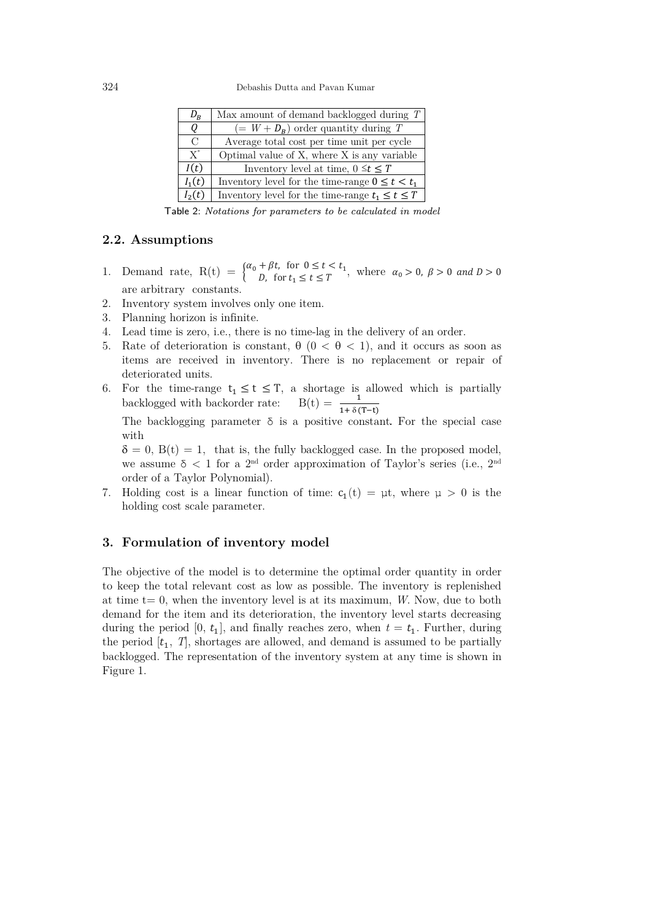| $D_B$ | Max amount of demand backlogged during $T$ |
|---|---|
| $Q$ | $(= W + D_B)$ order quantity during $T$ |
| C | Average total cost per time unit per cycle |
| $X^*$ | Optimal value of X, where X is any variable |
| $I(t)$ | Inventory level at time, $0 \leq t \leq T$ |
| $I_1(t)$ | Inventory level for the time-range $0 \leq t < t_1$ |
| $I_2(t)$ | Inventory level for the time-range $t_1 \leq t \leq T$ |

Table 2: *Notations for parameters to be calculated in model*

## 2.2. Assumptions

1. Demand rate, $R(t) = \begin{cases} \alpha_0 + \beta t, & \text{for } 0 \leq t < t_1 \\ D, & \text{for } t_1 \leq t \leq T \end{cases}$, where $\alpha_0 > 0,\ \beta > 0\ and\ D > 0$ are arbitrary constants.
2. Inventory system involves only one item.
3. Planning horizon is infinite.
4. Lead time is zero, i.e., there is no time-lag in the delivery of an order.
5. Rate of deterioration is constant, $\theta$ $(0 < \theta < 1)$, and it occurs as soon as items are received in inventory. There is no replacement or repair of deteriorated units.
6. For the time-range $t_1 \leq t \leq T$, a shortage is allowed which is partially backlogged with backorder rate: $B(t) = \frac{1}{1 + \delta(T - t)}$

   The backlogging parameter $\delta$ is a positive constant. For the special case with

   $\delta = 0$, $B(t) = 1$, that is, the fully backlogged case. In the proposed model, we assume $\delta < 1$ for a 2nd order approximation of Taylor's series (i.e., 2nd order of a Taylor Polynomial).
7. Holding cost is a linear function of time: $c_1(t) = \mu t$, where $\mu > 0$ is the holding cost scale parameter.

## 3. Formulation of inventory model

The objective of the model is to determine the optimal order quantity in order to keep the total relevant cost as low as possible. The inventory is replenished at time t= 0, when the inventory level is at its maximum, *W*. Now, due to both demand for the item and its deterioration, the inventory level starts decreasing during the period $[0, t_1]$, and finally reaches zero, when $t = t_1$. Further, during the period $[t_1, T]$, shortages are allowed, and demand is assumed to be partially backlogged. The representation of the inventory system at any time is shown in Figure 1.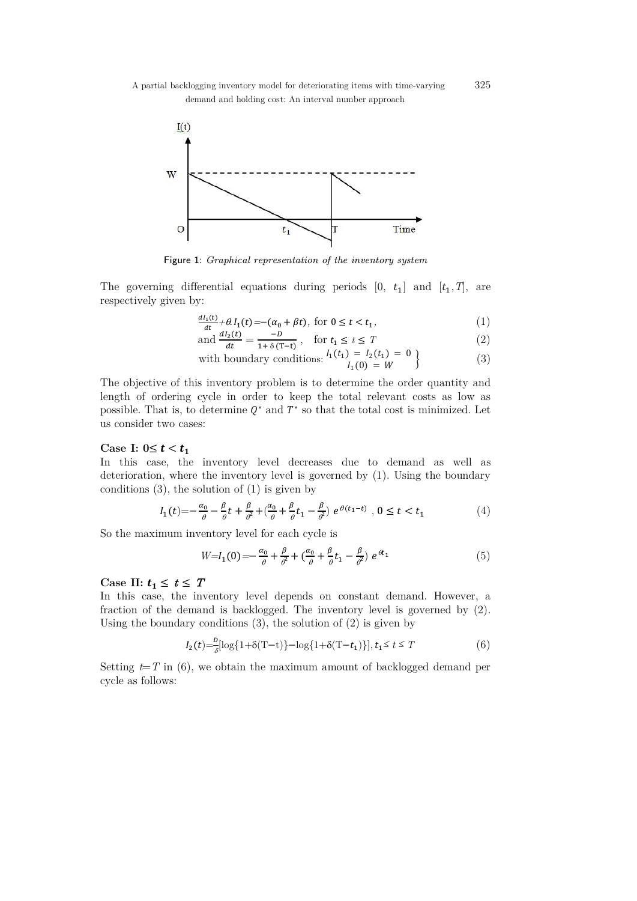Figure 1: *Graphical representation of the inventory system*

The governing differential equations during periods $[0,\ t_1]$ and $[t_1, T]$, are respectively given by:

$$\frac{dI_1(t)}{dt} + \theta I_1(t) = -(\alpha_0 + \beta t),\ \text{for } 0 \leq t < t_1, \tag{1}$$

$$\text{and } \frac{dI_2(t)}{dt} = \frac{-D}{1+\delta(T-t)},\quad \text{for } t_1 \leq t \leq T \tag{2}$$

$$\text{with boundary conditions: } \left.\begin{matrix} I_1(t_1) = I_2(t_1) = 0 \\ I_1(0) = W \end{matrix}\right\} \tag{3}$$

The objective of this inventory problem is to determine the order quantity and length of ordering cycle in order to keep the total relevant costs as low as possible. That is, to determine $Q^*$ and $T^*$ so that the total cost is minimized. Let us consider two cases:

**Case I: $0 \leq t < t_1$**

In this case, the inventory level decreases due to demand as well as deterioration, where the inventory level is governed by (1). Using the boundary conditions (3), the solution of (1) is given by

$$I_1(t) = -\frac{\alpha_0}{\theta} - \frac{\beta}{\theta}t + \frac{\beta}{\theta^2} + \left(\frac{\alpha_0}{\theta} + \frac{\beta}{\theta}t_1 - \frac{\beta}{\theta^2}\right) e^{\theta(t_1 - t)}\ ,\ 0 \leq t < t_1 \tag{4}$$

So the maximum inventory level for each cycle is

$$W = I_1(0) = -\frac{\alpha_0}{\theta} + \frac{\beta}{\theta^2} + \left(\frac{\alpha_0}{\theta} + \frac{\beta}{\theta}t_1 - \frac{\beta}{\theta^2}\right) e^{\theta t_1} \tag{5}$$

**Case II: $t_1 \leq t \leq T$**

In this case, the inventory level depends on constant demand. However, a fraction of the demand is backlogged. The inventory level is governed by (2). Using the boundary conditions (3), the solution of (2) is given by

$$I_2(t) = \frac{D}{\delta}[\log\{1+\delta(T-t)\} - \log\{1+\delta(T-t_1)\}],\ t_1 \leq t \leq T \tag{6}$$

Setting $t = T$ in (6), we obtain the maximum amount of backlogged demand per cycle as follows: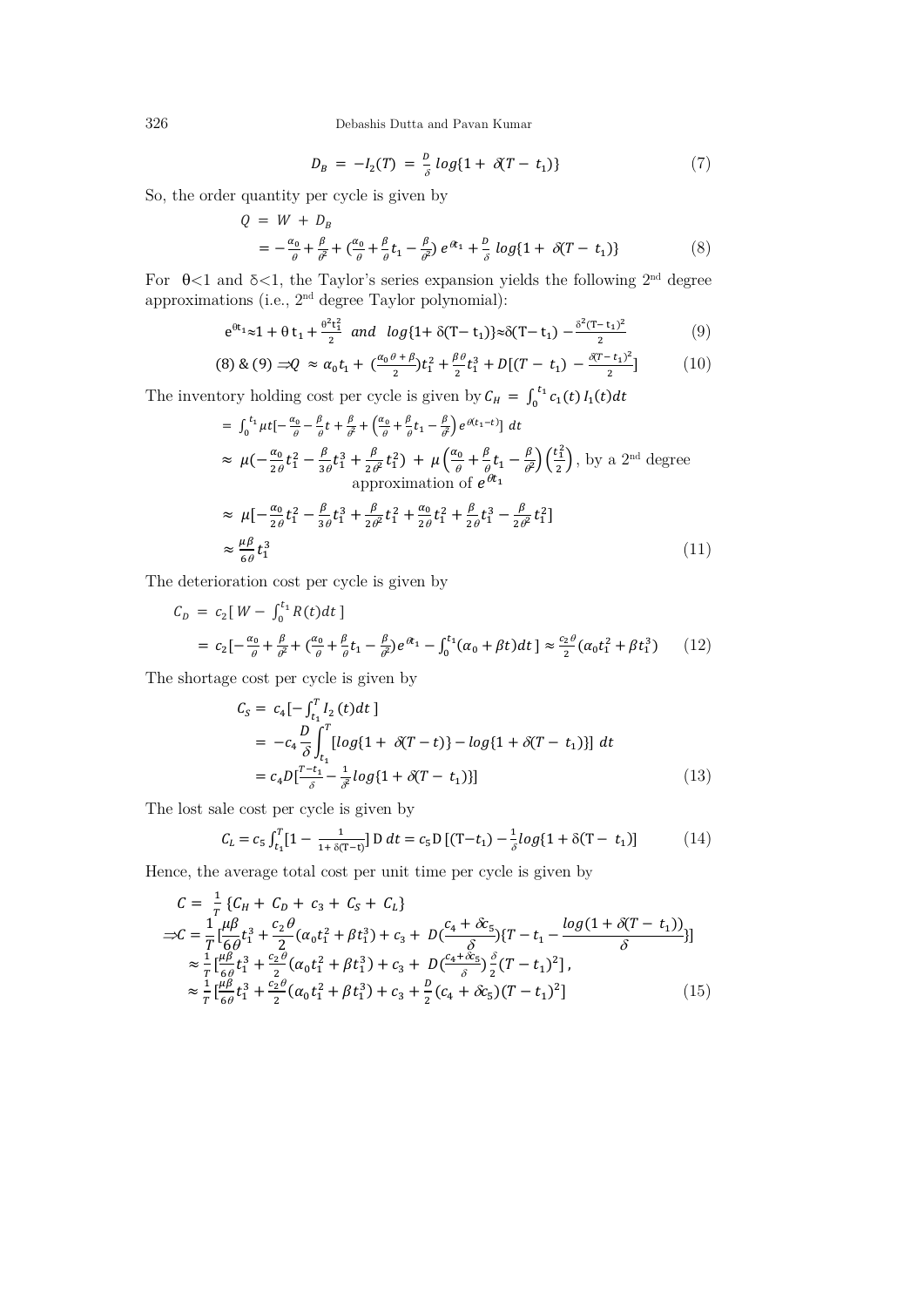$$D_B = -I_2(T) = \frac{D}{\delta} \log\{1 + \delta(T - t_1)\} \tag{7}$$

So, the order quantity per cycle is given by

$$\begin{aligned} Q &= W + D_B \\ &= -\frac{\alpha_0}{\theta} + \frac{\beta}{\theta^2} + \left(\frac{\alpha_0}{\theta} + \frac{\beta}{\theta} t_1 - \frac{\beta}{\theta^2}\right) e^{\theta t_1} + \frac{D}{\delta} \log\{1 + \delta(T - t_1)\} \end{aligned} \tag{8}$$

For $\theta<1$ and $\delta<1$, the Taylor's series expansion yields the following 2nd degree approximations (i.e., 2nd degree Taylor polynomial):

$$e^{\theta t_1} \approx 1 + \theta t_1 + \frac{\theta^2 t_1^2}{2} \quad and \quad \log\{1 + \delta(T - t_1)\} \approx \delta(T - t_1) - \frac{\delta^2 (T - t_1)^2}{2} \tag{9}$$

$$(8) \,\&\, (9) \Rightarrow Q \approx \alpha_0 t_1 + \left(\frac{\alpha_0 \theta + \beta}{2}\right) t_1^2 + \frac{\beta \theta}{2} t_1^3 + D\left[(T - t_1) - \frac{\delta (T - t_1)^2}{2}\right] \tag{10}$$

The inventory holding cost per cycle is given by $C_H = \int_0^{t_1} c_1(t)\, I_1(t) dt$

$$\begin{aligned} &= \int_0^{t_1} \mu t \left[-\frac{\alpha_0}{\theta} - \frac{\beta}{\theta} t + \frac{\beta}{\theta^2} + \left(\frac{\alpha_0}{\theta} + \frac{\beta}{\theta} t_1 - \frac{\beta}{\theta^2}\right) e^{\theta(t_1 - t)}\right] dt \\ &\approx \mu\left(-\frac{\alpha_0}{2\theta} t_1^2 - \frac{\beta}{3\theta} t_1^3 + \frac{\beta}{2\theta^2} t_1^2\right) + \mu\left(\frac{\alpha_0}{\theta} + \frac{\beta}{\theta} t_1 - \frac{\beta}{\theta^2}\right)\left(\frac{t_1^2}{2}\right), \text{ by a 2nd degree approximation of } e^{\theta t_1} \\ &\approx \mu\left[-\frac{\alpha_0}{2\theta} t_1^2 - \frac{\beta}{3\theta} t_1^3 + \frac{\beta}{2\theta^2} t_1^2 + \frac{\alpha_0}{2\theta} t_1^2 + \frac{\beta}{2\theta} t_1^3 - \frac{\beta}{2\theta^2} t_1^2\right] \\ &\approx \frac{\mu \beta}{6\theta} t_1^3 \end{aligned} \tag{11}$$

The deterioration cost per cycle is given by

$$\begin{aligned} C_D &= c_2\left[W - \int_0^{t_1} R(t) dt\right] \\ &= c_2\left[-\frac{\alpha_0}{\theta} + \frac{\beta}{\theta^2} + \left(\frac{\alpha_0}{\theta} + \frac{\beta}{\theta} t_1 - \frac{\beta}{\theta^2}\right) e^{\theta t_1} - \int_0^{t_1} (\alpha_0 + \beta t) dt\right] \approx \frac{c_2 \theta}{2}(\alpha_0 t_1^2 + \beta t_1^3) \end{aligned} \tag{12}$$

The shortage cost per cycle is given by

$$\begin{aligned} C_S &= c_4\left[-\int_{t_1}^T I_2(t) dt\right] \\ &= -c_4 \frac{D}{\delta} \int_{t_1}^T [\log\{1 + \delta(T - t)\} - \log\{1 + \delta(T - t_1)\}]\, dt \\ &= c_4 D\left[\frac{T - t_1}{\delta} - \frac{1}{\delta^2} \log\{1 + \delta(T - t_1)\}\right] \end{aligned} \tag{13}$$

The lost sale cost per cycle is given by

$$C_L = c_5 \int_{t_1}^T \left[1 - \frac{1}{1 + \delta(T - t)}\right] D\, dt = c_5 D\left[(T - t_1) - \frac{1}{\delta} \log\{1 + \delta(T - t_1)\}\right] \tag{14}$$

Hence, the average total cost per unit time per cycle is given by

$$\begin{aligned} C &= \frac{1}{T}\{C_H + C_D + c_3 + C_S + C_L\} \\ \Rightarrow C &= \frac{1}{T}\left[\frac{\mu \beta}{6\theta} t_1^3 + \frac{c_2 \theta}{2}(\alpha_0 t_1^2 + \beta t_1^3) + c_3 + D\left(\frac{c_4 + \delta c_5}{\delta}\right)\left\{T - t_1 - \frac{\log(1 + \delta(T - t_1))}{\delta}\right\}\right] \\ &\approx \frac{1}{T}\left[\frac{\mu \beta}{6\theta} t_1^3 + \frac{c_2 \theta}{2}(\alpha_0 t_1^2 + \beta t_1^3) + c_3 + D\left(\frac{c_4 + \delta c_5}{\delta}\right)\frac{\delta}{2}(T - t_1)^2\right], \\ &\approx \frac{1}{T}\left[\frac{\mu \beta}{6\theta} t_1^3 + \frac{c_2 \theta}{2}(\alpha_0 t_1^2 + \beta t_1^3) + c_3 + \frac{D}{2}(c_4 + \delta c_5)(T - t_1)^2\right] \end{aligned} \tag{15}$$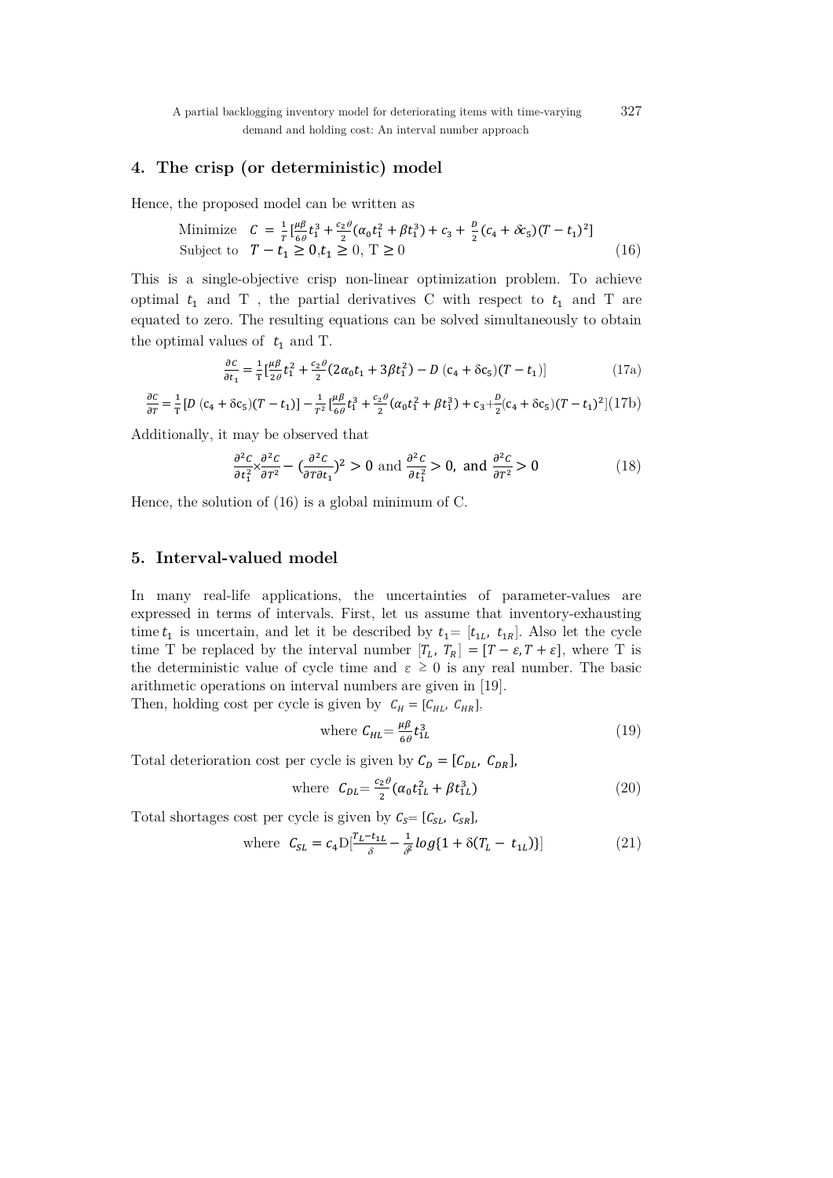## 4. The crisp (or deterministic) model

Hence, the proposed model can be written as

$$\begin{aligned}&\text{Minimize} \quad C = \frac{1}{T}\left[\frac{\mu\beta}{6\theta}t_1^3 + \frac{c_2\theta}{2}(\alpha_0 t_1^2 + \beta t_1^3) + c_3 + \frac{D}{2}(c_4 + \delta c_5)(T - t_1)^2\right] \\ &\text{Subject to} \quad T - t_1 \geq 0, t_1 \geq 0,\ T \geq 0\end{aligned} \tag{16}$$

This is a single-objective crisp non-linear optimization problem. To achieve optimal $t_1$ and T , the partial derivatives C with respect to $t_1$ and T are equated to zero. The resulting equations can be solved simultaneously to obtain the optimal values of $t_1$ and T.

$$\frac{\partial C}{\partial t_1} = \frac{1}{T}\left[\frac{\mu\beta}{2\theta}t_1^2 + \frac{c_2\theta}{2}(2\alpha_0 t_1 + 3\beta t_1^2) - D\ (c_4 + \delta c_5)(T - t_1)\right] \tag{17a}$$

$$\frac{\partial C}{\partial T} = \frac{1}{T}\left[D\ (c_4 + \delta c_5)(T - t_1)\right] - \frac{1}{T^2}\left[\frac{\mu\beta}{6\theta}t_1^3 + \frac{c_2\theta}{2}(\alpha_0 t_1^2 + \beta t_1^3) + c_3 + \frac{D}{2}(c_4 + \delta c_5)(T - t_1)^2\right] \tag{17b}$$

Additionally, it may be observed that

$$\frac{\partial^2 C}{\partial t_1^2} \times \frac{\partial^2 C}{\partial T^2} - \left(\frac{\partial^2 C}{\partial T \partial t_1}\right)^2 > 0 \text{ and } \frac{\partial^2 C}{\partial t_1^2} > 0, \text{ and } \frac{\partial^2 C}{\partial T^2} > 0 \tag{18}$$

Hence, the solution of (16) is a global minimum of C.

## 5. Interval-valued model

In many real-life applications, the uncertainties of parameter-values are expressed in terms of intervals. First, let us assume that inventory-exhausting time $t_1$ is uncertain, and let it be described by $t_1 = [t_{1L},\ t_{1R}]$. Also let the cycle time T be replaced by the interval number $[T_L,\ T_R] = [T - \varepsilon, T + \varepsilon]$, where T is the deterministic value of cycle time and $\varepsilon \geq 0$ is any real number. The basic arithmetic operations on interval numbers are given in [19].

Then, holding cost per cycle is given by $C_H = [C_{HL},\ C_{HR}]$,

$$\text{where } C_{HL} = \frac{\mu\beta}{6\theta}t_{1L}^3 \tag{19}$$

Total deterioration cost per cycle is given by $C_D = [C_{DL},\ C_{DR}]$,

$$\text{where } C_{DL} = \frac{c_2\theta}{2}(\alpha_0 t_{1L}^2 + \beta t_{1L}^3) \tag{20}$$

Total shortages cost per cycle is given by $C_S = [C_{SL},\ C_{SR}]$,

$$\text{where } C_{SL} = c_4 D\left[\frac{T_L - t_{1L}}{\delta} - \frac{1}{\delta^2}\log\{1 + \delta(T_L - t_{1L})\}\right] \tag{21}$$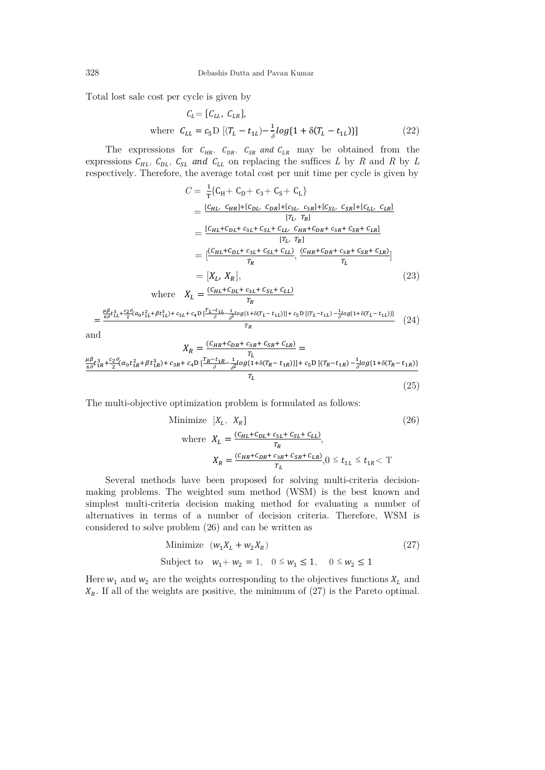Total lost sale cost per cycle is given by

$$C_L = [C_{LL},\ C_{LR}],$$

$$\text{where}\quad C_{LL} = c_5 \mathrm{D}\ [(T_L - t_{1L}) - \frac{1}{\delta} log\{1 + \delta(T_L - t_{1L})\}] \tag{22}$$

The expressions for $C_{HR}$, $C_{DR}$, $C_{SR}$ *and* $C_{LR}$ may be obtained from the expressions $C_{HL}$, $C_{DL}$, $C_{SL}$ *and* $C_{LL}$ on replacing the suffices *L* by *R* and *R* by *L* respectively. Therefore, the average total cost per unit time per cycle is given by

$$\begin{aligned}
C &= \frac{1}{\mathrm{T}}\{\mathrm{C_H} + \mathrm{C_D} + \mathrm{c_3} + \mathrm{C_S} + \mathrm{C_L}\} \\
&= \frac{[C_{HL},\ C_{HR}] + [C_{DL},\ C_{DR}] + [c_{3L},\ c_{3R}] + [C_{SL},\ C_{SR}] + [C_{LL},\ C_{LR}]}{[T_L,\ T_R]} \\
&= \frac{[C_{HL} + C_{DL} + c_{3L} + C_{SL} + C_{LL},\ C_{HR} + C_{DR} + c_{3R} + C_{SR} + C_{LR}]}{[T_L,\ T_R]} \\
&= [\frac{(C_{HL} + C_{DL} + c_{3L} + C_{SL} + C_{LL})}{T_R},\ \frac{(C_{HR} + C_{DR} + c_{3R} + C_{SR} + C_{LR})}{T_L}] \\
&= [X_L,\ X_R],
\end{aligned} \tag{23}$$

$$\text{where}\quad X_L = \frac{(C_{HL} + C_{DL} + c_{3L} + C_{SL} + C_{LL})}{T_R}$$

$$= \frac{\frac{\mu\beta}{6\theta} t_{1L}^3 + \frac{c_2\theta}{2}(\alpha_0 t_{1L}^2 + \beta t_{1L}^3) + c_{3L} + c_4 \mathrm{D}\ [\frac{T_L - t_{1L}}{\delta} - \frac{1}{\delta^2} log\{1 + \delta(T_L - t_{1L})\}] + c_5 \mathrm{D}\ [(T_L - t_{1L}) - \frac{1}{\delta} log\{1 + \delta(T_L - t_{1L})\}]}{T_R} \tag{24}$$

and

$$X_R = \frac{(C_{HR} + C_{DR} + c_{3R} + C_{SR} + C_{LR})}{T_L} =$$

$$\frac{\frac{\mu\beta}{6\theta} t_{1R}^3 + \frac{c_2\theta}{2}(\alpha_0 t_{1R}^2 + \beta t_{1R}^3) + c_{3R} + c_4 \mathrm{D}\ [\frac{T_R - t_{1R}}{\delta} - \frac{1}{\delta^2} log\{1 + \delta(T_R - t_{1R})\}] + c_5 \mathrm{D}\ [(T_R - t_{1R}) - \frac{1}{\delta} log\{1 + \delta(T_R - t_{1R})\}]}{T_L} \tag{25}$$

The multi-objective optimization problem is formulated as follows:

$$\text{Minimize}\quad [X_L,\ X_R] \tag{26}$$

$$\text{where}\quad X_L = \frac{(C_{HL} + C_{DL} + c_{3L} + C_{SL} + C_{LL})}{T_R},$$

$$X_R = \frac{(C_{HR} + C_{DR} + c_{3R} + C_{SR} + C_{LR})}{T_L}, 0 \le t_{1L} \le t_{1R} < \mathrm{T}$$

Several methods have been proposed for solving multi-criteria decision-making problems. The weighted sum method (WSM) is the best known and simplest multi-criteria decision making method for evaluating a number of alternatives in terms of a number of decision criteria. Therefore, WSM is considered to solve problem (26) and can be written as

$$\text{Minimize}\quad (w_1 X_L + w_2 X_R) \tag{27}$$

$$\text{Subject to}\quad w_1 + w_2 = 1,\quad 0 \le w_1 \le 1,\quad 0 \le w_2 \le 1$$

Here $w_1$ and $w_2$ are the weights corresponding to the objectives functions $X_L$ and $X_R$. If all of the weights are positive, the minimum of (27) is the Pareto optimal.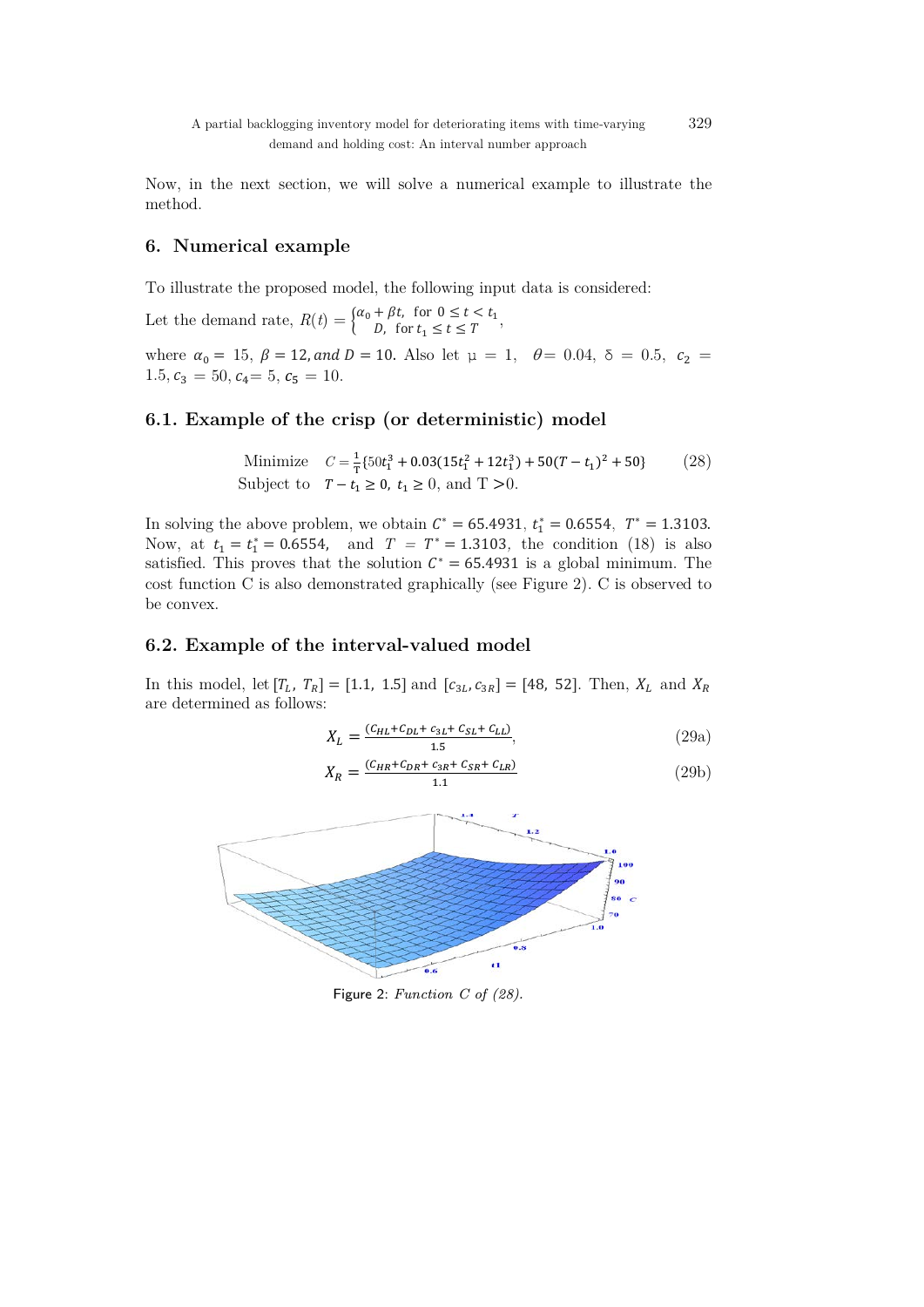Now, in the next section, we will solve a numerical example to illustrate the method.

## 6. Numerical example

To illustrate the proposed model, the following input data is considered:

Let the demand rate, $R(t) = \begin{cases} \alpha_0 + \beta t, & \text{for } 0 \le t < t_1 \\ D, & \text{for } t_1 \le t \le T \end{cases}$,

where $\alpha_0 = 15$, $\beta = 12$, *and* $D = 10$. Also let $\mu = 1$, $\theta = 0.04$, $\delta = 0.5$, $c_2 = 1.5$, $c_3 = 50$, $c_4 = 5$, $c_5 = 10$.

### 6.1. Example of the crisp (or deterministic) model

$$\begin{aligned} &\text{Minimize} \quad C = \frac{1}{T}\{50t_1^3 + 0.03(15t_1^2 + 12t_1^3) + 50(T - t_1)^2 + 50\} \\ &\text{Subject to} \quad T - t_1 \ge 0,\ t_1 \ge 0, \text{ and } T > 0. \end{aligned} \tag{28}$$

In solving the above problem, we obtain $C^* = 65.4931$, $t_1^* = 0.6554$, $T^* = 1.3103$. Now, at $t_1 = t_1^* = 0.6554$, and $T = T^* = 1.3103$, the condition (18) is also satisfied. This proves that the solution $C^* = 65.4931$ is a global minimum. The cost function C is also demonstrated graphically (see Figure 2). C is observed to be convex.

### 6.2. Example of the interval-valued model

In this model, let $[T_L, T_R] = [1.1, 1.5]$ and $[c_{3L}, c_{3R}] = [48, 52]$. Then, $X_L$ and $X_R$ are determined as follows:

$$X_L = \frac{(C_{HL} + C_{DL} + c_{3L} + C_{SL} + C_{LL})}{1.5}, \tag{29a}$$

$$X_R = \frac{(C_{HR} + C_{DR} + c_{3R} + C_{SR} + C_{LR})}{1.1} \tag{29b}$$

Figure 2: *Function C of (28).*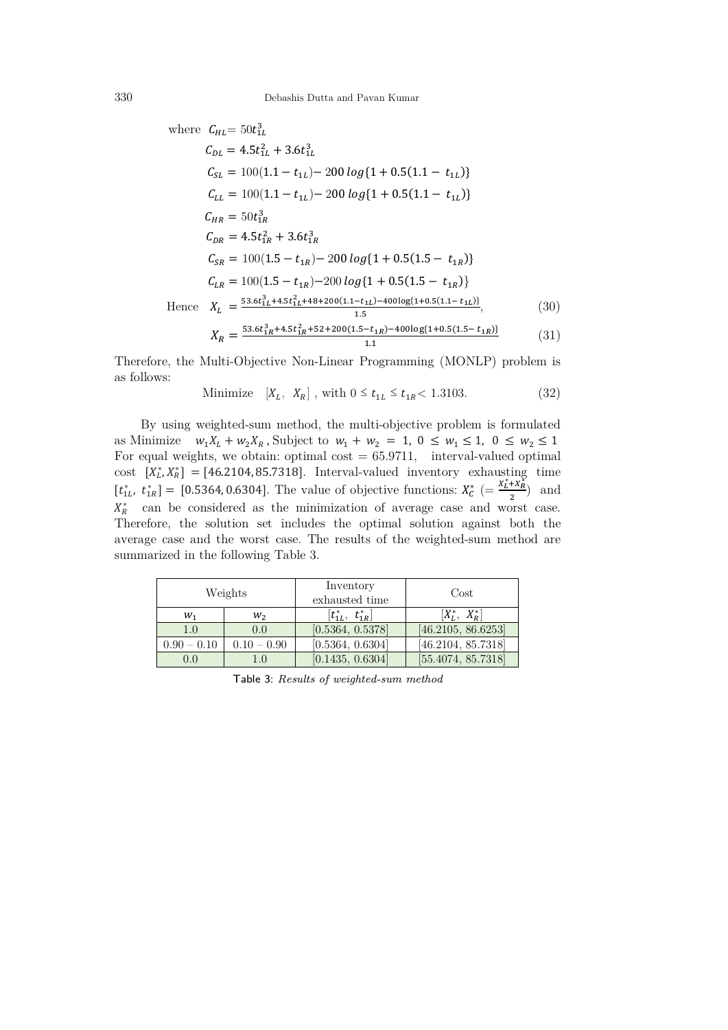where $C_{HL} = 50t_{1L}^3$

$$C_{DL} = 4.5t_{1L}^2 + 3.6t_{1L}^3$$

$$C_{SL} = 100(1.1 - t_{1L}) - 200\, log\{1 + 0.5(1.1 - t_{1L})\}$$

$$C_{LL} = 100(1.1 - t_{1L}) - 200\, log\{1 + 0.5(1.1 - t_{1L})\}$$

$$C_{HR} = 50t_{1R}^3$$

$$C_{DR} = 4.5t_{1R}^2 + 3.6t_{1R}^3$$

$$C_{SR} = 100(1.5 - t_{1R}) - 200\, log\{1 + 0.5(1.5 - t_{1R})\}$$

$$C_{LR} = 100(1.5 - t_{1R}) - 200\, log\{1 + 0.5(1.5 - t_{1R})\}$$

Hence
$$X_L = \frac{53.6t_{1L}^3 + 4.5t_{1L}^2 + 48 + 200(1.1 - t_{1L}) - 400\log\{1 + 0.5(1.1 - t_{1L})\}}{1.5}, \tag{30}$$

$$X_R = \frac{53.6t_{1R}^3 + 4.5t_{1R}^2 + 52 + 200(1.5 - t_{1R}) - 400\log\{1 + 0.5(1.5 - t_{1R})\}}{1.1} \tag{31}$$

Therefore, the Multi-Objective Non-Linear Programming (MONLP) problem is as follows:

$$\text{Minimize} \quad [X_L,\ X_R]\ , \text{ with } 0 \le t_{1L} \le t_{1R} < 1.3103. \tag{32}$$

By using weighted-sum method, the multi-objective problem is formulated as Minimize $w_1X_L + w_2X_R$ , Subject to $w_1 + w_2 = 1,\ 0 \le w_1 \le 1,\ 0 \le w_2 \le 1$ For equal weights, we obtain: optimal cost = 65.9711, interval-valued optimal cost $[X_L^*, X_R^*] = [46.2104, 85.7318]$. Interval-valued inventory exhausting time $[t_{1L}^*,\ t_{1R}^*] = [0.5364, 0.6304]$. The value of objective functions: $X_C^*$ $(= \frac{X_L^* + X_R^*}{2})$ and $X_R^*$ can be considered as the minimization of average case and worst case. Therefore, the solution set includes the optimal solution against both the average case and the worst case. The results of the weighted-sum method are summarized in the following Table 3.

| Weights | | Inventory exhausted time | Cost |
|---|---|---|---|
| $w_1$ | $w_2$ | $[t_{1L}^*,\ t_{1R}^*]$ | $[X_L^*,\ X_R^*]$ |
| 1.0 | 0.0 | [0.5364, 0.5378] | [46.2105, 86.6253] |
| 0.90 – 0.10 | 0.10 – 0.90 | [0.5364, 0.6304] | [46.2104, 85.7318] |
| 0.0 | 1.0 | [0.1435, 0.6304] | [55.4074, 85.7318] |

Table 3: *Results of weighted-sum method*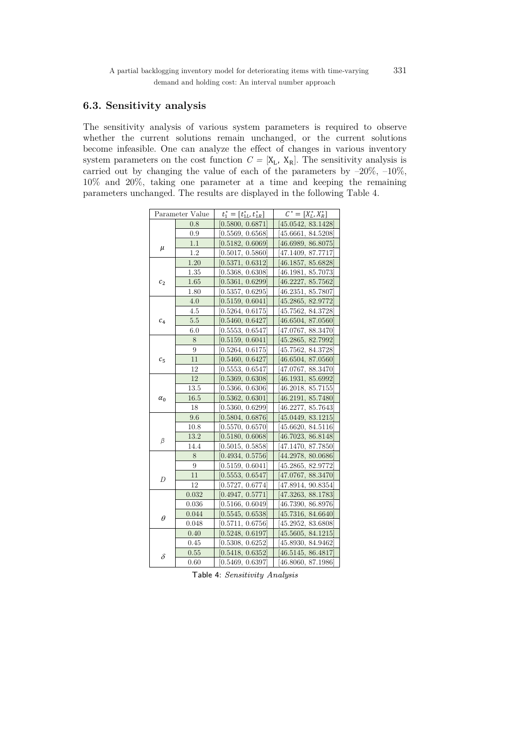## 6.3. Sensitivity analysis

The sensitivity analysis of various system parameters is required to observe whether the current solutions remain unchanged, or the current solutions become infeasible. One can analyze the effect of changes in various inventory system parameters on the cost function $C = [X_L, X_R]$. The sensitivity analysis is carried out by changing the value of each of the parameters by –20%, –10%, 10% and 20%, taking one parameter at a time and keeping the remaining parameters unchanged. The results are displayed in the following Table 4.

| Parameter | Value | $t_1^* = [t_{1L}^*, t_{1R}^*]$ | $C^* = [X_L^*, X_R^*]$ |
|---|---|---|---|
| $\mu$ | 0.8 | [0.5800, 0.6871] | [45.0542, 83.1428] |
| | 0.9 | [0.5569, 0.6568] | [45.6661, 84.5208] |
| | 1.1 | [0.5182, 0.6069] | [46.6989, 86.8075] |
| | 1.2 | [0.5017, 0.5860] | [47.1409, 87.7717] |
| $c_2$ | 1.20 | [0.5371, 0.6312] | [46.1857, 85.6828] |
| | 1.35 | [0.5368, 0.6308] | [46.1981, 85.7073] |
| | 1.65 | [0.5361, 0.6299] | [46.2227, 85.7562] |
| | 1.80 | [0.5357, 0.6295] | [46.2351, 85.7807] |
| $c_4$ | 4.0 | [0.5159, 0.6041] | [45.2865, 82.9772] |
| | 4.5 | [0.5264, 0.6175] | [45.7562, 84.3728] |
| | 5.5 | [0.5460, 0.6427] | [46.6504, 87.0560] |
| | 6.0 | [0.5553, 0.6547] | [47.0767, 88.3470] |
| $c_5$ | 8 | [0.5159, 0.6041] | [45.2865, 82.7992] |
| | 9 | [0.5264, 0.6175] | [45.7562, 84.3728] |
| | 11 | [0.5460, 0.6427] | [46.6504, 87.0560] |
| | 12 | [0.5553, 0.6547] | [47.0767, 88.3470] |
| $\alpha_0$ | 12 | [0.5369, 0.6308] | [46.1931, 85.6992] |
| | 13.5 | [0.5366, 0.6306] | [46.2018, 85.7155] |
| | 16.5 | [0.5362, 0.6301] | [46.2191, 85.7480] |
| | 18 | [0.5360, 0.6299] | [46.2277, 85.7643] |
| $\beta$ | 9.6 | [0.5804, 0.6876] | [45.0449, 83.1215] |
| | 10.8 | [0.5570, 0.6570] | [45.6620, 84.5116] |
| | 13.2 | [0.5180, 0.6068] | [46.7023, 86.8148] |
| | 14.4 | [0.5015, 0.5858] | [47.1470, 87.7850] |
| $D$ | 8 | [0.4934, 0.5756] | [44.2978, 80.0686] |
| | 9 | [0.5159, 0.6041] | [45.2865, 82.9772] |
| | 11 | [0.5553, 0.6547] | [47.0767, 88.3470] |
| | 12 | [0.5727, 0.6774] | [47.8914, 90.8354] |
| $\theta$ | 0.032 | [0.4947, 0.5771] | [47.3263, 88.1783] |
| | 0.036 | [0.5166, 0.6049] | [46.7390, 86.8976] |
| | 0.044 | [0.5545, 0.6538] | [45.7316, 84.6640] |
| | 0.048 | [0.5711, 0.6756] | [45.2952, 83.6808] |
| $\delta$ | 0.40 | [0.5248, 0.6197] | [45.5605, 84.1215] |
| | 0.45 | [0.5308, 0.6252] | [45.8930, 84.9462] |
| | 0.55 | [0.5418, 0.6352] | [46.5145, 86.4817] |
| | 0.60 | [0.5469, 0.6397] | [46.8060, 87.1986] |

Table 4: *Sensitivity Analysis*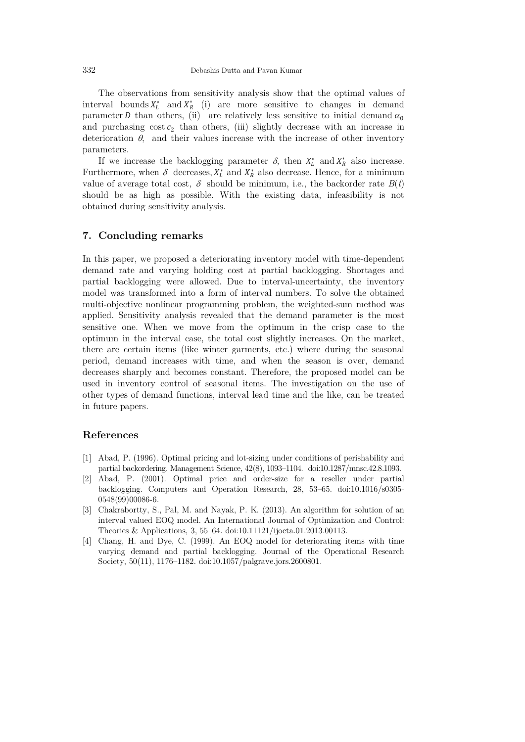The observations from sensitivity analysis show that the optimal values of interval bounds $X_L^*$ and $X_R^*$ (i) are more sensitive to changes in demand parameter $D$ than others, (ii) are relatively less sensitive to initial demand $\alpha_0$ and purchasing cost $c_2$ than others, (iii) slightly decrease with an increase in deterioration $\theta$, and their values increase with the increase of other inventory parameters.

If we increase the backlogging parameter $\delta$, then $X_L^*$ and $X_R^*$ also increase. Furthermore, when $\delta$ decreases, $X_L^*$ and $X_R^*$ also decrease. Hence, for a minimum value of average total cost, $\delta$ should be minimum, i.e., the backorder rate $B(t)$ should be as high as possible. With the existing data, infeasibility is not obtained during sensitivity analysis.

## 7. Concluding remarks

In this paper, we proposed a deteriorating inventory model with time-dependent demand rate and varying holding cost at partial backlogging. Shortages and partial backlogging were allowed. Due to interval-uncertainty, the inventory model was transformed into a form of interval numbers. To solve the obtained multi-objective nonlinear programming problem, the weighted-sum method was applied. Sensitivity analysis revealed that the demand parameter is the most sensitive one. When we move from the optimum in the crisp case to the optimum in the interval case, the total cost slightly increases. On the market, there are certain items (like winter garments, etc.) where during the seasonal period, demand increases with time, and when the season is over, demand decreases sharply and becomes constant. Therefore, the proposed model can be used in inventory control of seasonal items. The investigation on the use of other types of demand functions, interval lead time and the like, can be treated in future papers.

## References

[1] Abad, P. (1996). Optimal pricing and lot-sizing under conditions of perishability and partial backordering. Management Science, 42(8), 1093–1104. doi:10.1287/mnsc.42.8.1093.

[2] Abad, P. (2001). Optimal price and order-size for a reseller under partial backlogging. Computers and Operation Research, 28, 53–65. doi:10.1016/s0305-0548(99)00086-6.

[3] Chakrabortty, S., Pal, M. and Nayak, P. K. (2013). An algorithm for solution of an interval valued EOQ model. An International Journal of Optimization and Control: Theories & Applications, 3, 55–64. doi:10.11121/ijocta.01.2013.00113.

[4] Chang, H. and Dye, C. (1999). An EOQ model for deteriorating items with time varying demand and partial backlogging. Journal of the Operational Research Society, 50(11), 1176–1182. doi:10.1057/palgrave.jors.2600801.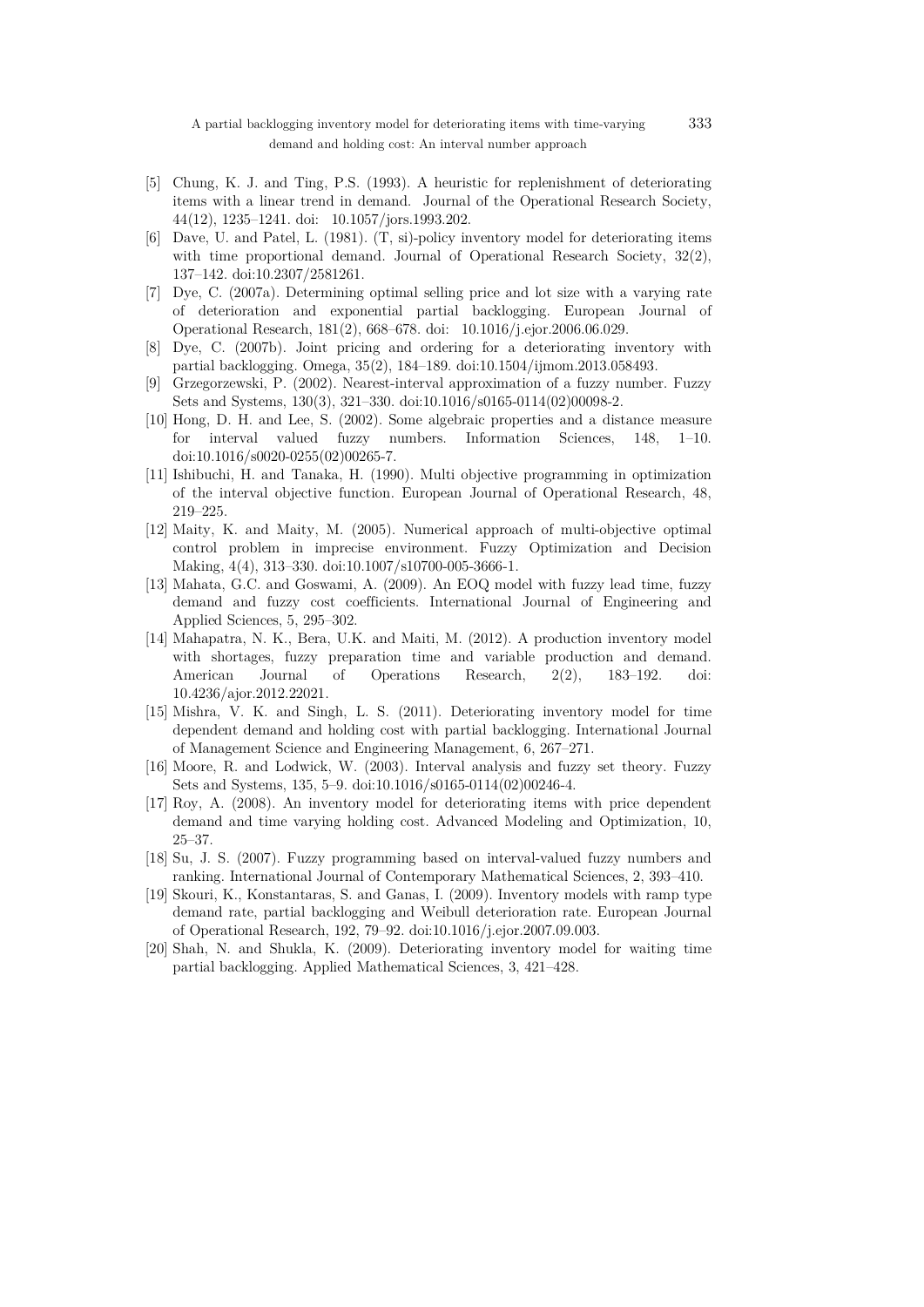[5] Chung, K. J. and Ting, P.S. (1993). A heuristic for replenishment of deteriorating items with a linear trend in demand. Journal of the Operational Research Society, 44(12), 1235–1241. doi: 10.1057/jors.1993.202.

[6] Dave, U. and Patel, L. (1981). (T, si)-policy inventory model for deteriorating items with time proportional demand. Journal of Operational Research Society, 32(2), 137–142. doi:10.2307/2581261.

[7] Dye, C. (2007a). Determining optimal selling price and lot size with a varying rate of deterioration and exponential partial backlogging. European Journal of Operational Research, 181(2), 668–678. doi: 10.1016/j.ejor.2006.06.029.

[8] Dye, C. (2007b). Joint pricing and ordering for a deteriorating inventory with partial backlogging. Omega, 35(2), 184–189. doi:10.1504/ijmom.2013.058493.

[9] Grzegorzewski, P. (2002). Nearest-interval approximation of a fuzzy number. Fuzzy Sets and Systems, 130(3), 321–330. doi:10.1016/s0165-0114(02)00098-2.

[10] Hong, D. H. and Lee, S. (2002). Some algebraic properties and a distance measure for interval valued fuzzy numbers. Information Sciences, 148, 1–10. doi:10.1016/s0020-0255(02)00265-7.

[11] Ishibuchi, H. and Tanaka, H. (1990). Multi objective programming in optimization of the interval objective function. European Journal of Operational Research, 48, 219–225.

[12] Maity, K. and Maity, M. (2005). Numerical approach of multi-objective optimal control problem in imprecise environment. Fuzzy Optimization and Decision Making, 4(4), 313–330. doi:10.1007/s10700-005-3666-1.

[13] Mahata, G.C. and Goswami, A. (2009). An EOQ model with fuzzy lead time, fuzzy demand and fuzzy cost coefficients. International Journal of Engineering and Applied Sciences, 5, 295–302.

[14] Mahapatra, N. K., Bera, U.K. and Maiti, M. (2012). A production inventory model with shortages, fuzzy preparation time and variable production and demand. American Journal of Operations Research, 2(2), 183–192. doi: 10.4236/ajor.2012.22021.

[15] Mishra, V. K. and Singh, L. S. (2011). Deteriorating inventory model for time dependent demand and holding cost with partial backlogging. International Journal of Management Science and Engineering Management, 6, 267–271.

[16] Moore, R. and Lodwick, W. (2003). Interval analysis and fuzzy set theory. Fuzzy Sets and Systems, 135, 5–9. doi:10.1016/s0165-0114(02)00246-4.

[17] Roy, A. (2008). An inventory model for deteriorating items with price dependent demand and time varying holding cost. Advanced Modeling and Optimization, 10, 25–37.

[18] Su, J. S. (2007). Fuzzy programming based on interval-valued fuzzy numbers and ranking. International Journal of Contemporary Mathematical Sciences, 2, 393–410.

[19] Skouri, K., Konstantaras, S. and Ganas, I. (2009). Inventory models with ramp type demand rate, partial backlogging and Weibull deterioration rate. European Journal of Operational Research, 192, 79–92. doi:10.1016/j.ejor.2007.09.003.

[20] Shah, N. and Shukla, K. (2009). Deteriorating inventory model for waiting time partial backlogging. Applied Mathematical Sciences, 3, 421–428.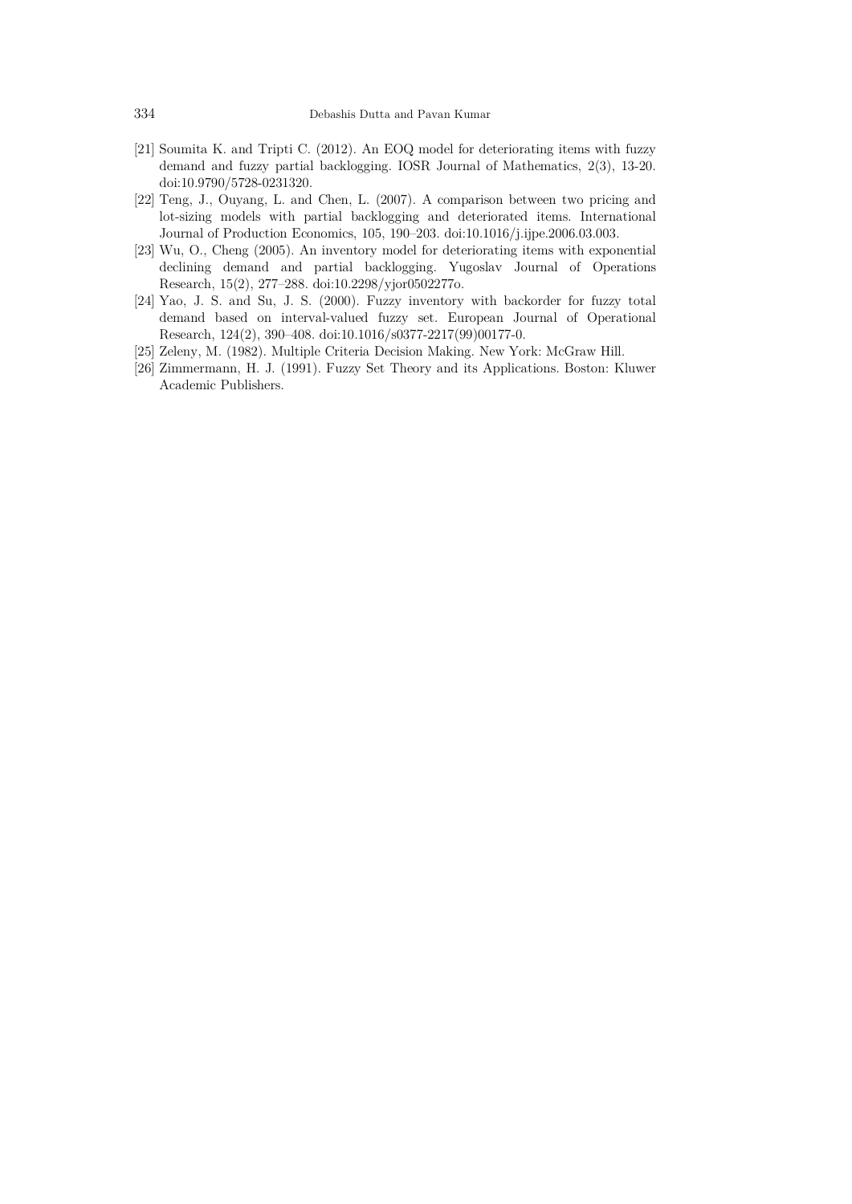[21] Soumita K. and Tripti C. (2012). An EOQ model for deteriorating items with fuzzy demand and fuzzy partial backlogging. IOSR Journal of Mathematics, 2(3), 13-20. doi:10.9790/5728-0231320.

[22] Teng, J., Ouyang, L. and Chen, L. (2007). A comparison between two pricing and lot-sizing models with partial backlogging and deteriorated items. International Journal of Production Economics, 105, 190–203. doi:10.1016/j.ijpe.2006.03.003.

[23] Wu, O., Cheng (2005). An inventory model for deteriorating items with exponential declining demand and partial backlogging. Yugoslav Journal of Operations Research, 15(2), 277–288. doi:10.2298/yjor0502277o.

[24] Yao, J. S. and Su, J. S. (2000). Fuzzy inventory with backorder for fuzzy total demand based on interval-valued fuzzy set. European Journal of Operational Research, 124(2), 390–408. doi:10.1016/s0377-2217(99)00177-0.

[25] Zeleny, M. (1982). Multiple Criteria Decision Making. New York: McGraw Hill.

[26] Zimmermann, H. J. (1991). Fuzzy Set Theory and its Applications. Boston: Kluwer Academic Publishers.